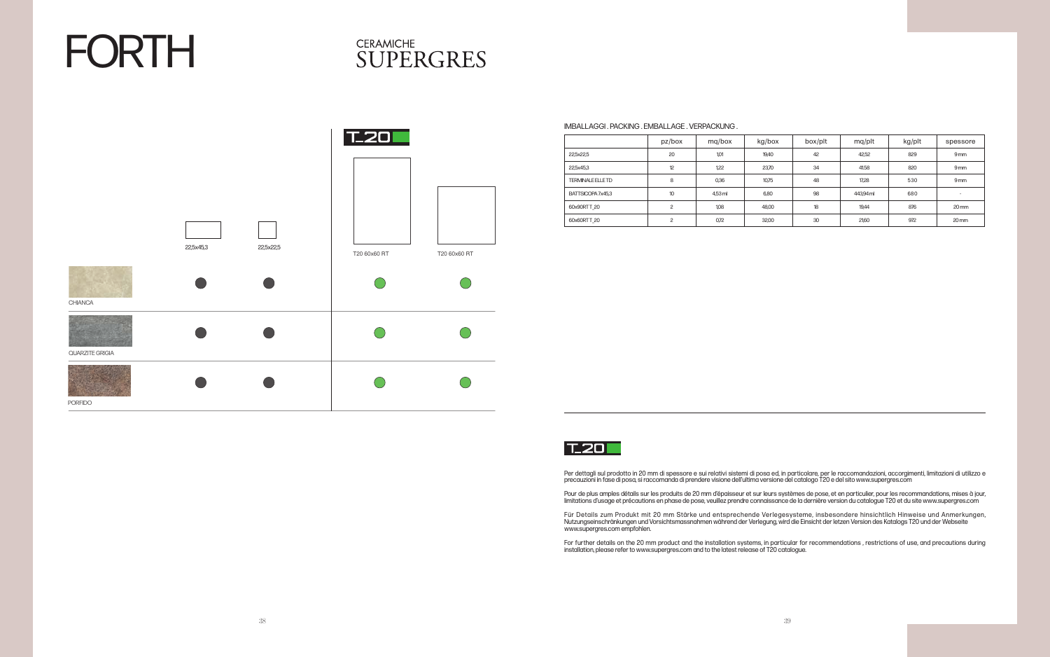# FORTH

CERAMICHE
SUPERGRES

| | 22,5x45,3 | 22,5x22,5 | T20 60x60 RT | T20 60x60 RT |
|---|---|---|---|---|
| CHIANCA | ● | ● | ● | ● |
| QUARZITE GRIGIA | ● | ● | ● | ● |
| PORFIDO | ● | ● | ● | ● |

IMBALLAGGI . PACKING . EMBALLAGE . VERPACKUNG .

| | pz/box | mq/box | kg/box | box/plt | mq/plt | kg/plt | spessore |
|---|---|---|---|---|---|---|---|
| 22,5x22,5 | 20 | 1,01 | 19,40 | 42 | 42,52 | 829 | 9 mm |
| 22,5x45,3 | 12 | 1,22 | 23,70 | 34 | 41,58 | 820 | 9 mm |
| TERMINALE ELLE TD | 8 | 0,36 | 10,75 | 48 | 17,28 | 530 | 9 mm |
| BATTISCOPA 7x45,3 | 10 | 4,53 ml | 6,80 | 98 | 443,94 ml | 680 | - |
| 60x90RT T_20 | 2 | 1,08 | 48,00 | 18 | 19,44 | 876 | 20 mm |
| 60x60RT T_20 | 2 | 0,72 | 32,00 | 30 | 21,60 | 972 | 20 mm |

T_20

Per dettagli sul prodotto in 20 mm di spessore e sui relativi sistemi di posa ed, in particolare, per le raccomandazioni, accorgimenti, limitazioni di utilizzo e precauzioni in fase di posa, si raccomanda di prendere visione dell'ultima versione del catalogo T20 e del sito www.supergres.com

Pour de plus amples détails sur les produits de 20 mm d'épaisseur et sur leurs systèmes de pose, et en particulier, pour les recommandations, mises à jour, limitations d'usage et précautions en phase de pose, veuillez prendre connaissance de la dernière version du catalogue T20 et du site www.supergres.com

Für Details zum Produkt mit 20 mm Stärke und entsprechende Verlegesysteme, insbesondere hinsichtlich Hinweise und Anmerkungen, Nutzungseinschränkungen und Vorsichtsmassnahmen während der Verlegung, wird die Einsicht der letzten Version des Katalogs T20 und der Webseite www.supergres.com empfohlen.

For further details on the 20 mm product and the installation systems, in particular for recommendations , restrictions of use, and precautions during installation, please refer to www.supergres.com and to the latest release of T20 catalogue.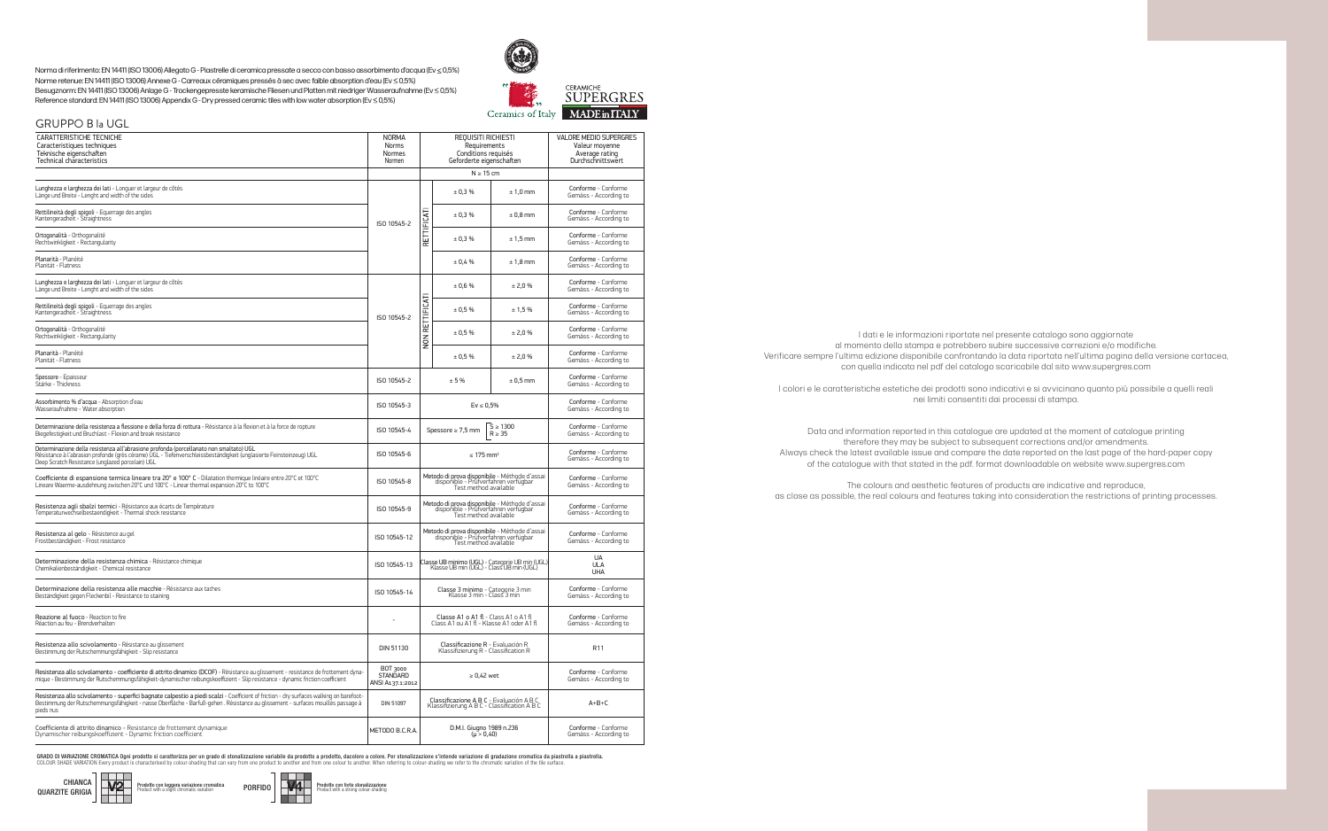Norma di riferimento: EN 14411 (ISO 13006) Allegato G - Piastrelle di ceramica pressate a secco con basso assorbimento d'acqua (Ev ≤ 0,5%)
Norme retenue: EN 14411 (ISO 13006) Annexe G - Carreaux céramiques pressés à sec avec faible absorption d'eau (Ev ≤ 0,5%)
Besugnorm: EN 14411 (ISO 13006) Anlage G - Trockengepresste keramische Fliesen und Platten mit niedriger Wasseraufnahme (Ev ≤ 0,5%)
Reference standard: EN 14411 (ISO 13006) Appendix G - Dry pressed ceramic tiles with low water absorption (Ev ≤ 0,5%)

CERAMICHE SUPERGRES MADE in ITALY

Ceramics of Italy

## GRUPPO B Ia UGL

| CARATTERISTICHE TECNICHE / Caracteristiques techniques / Teknische eigenschaften / Technical characteristics | NORMA / Norms / Normes / Normen | REQUISITI RICHIESTI / Requirements / Conditions requisés / Geforderte eigenschaften | | | VALORE MEDIO SUPERGRES / Valeur moyenne / Average rating / Durchschnittswert |
|---|---|---|---|---|---|
| | | N ≥ 15 cm | | | |
| Lunghezza e larghezza dei lati - Longuer et largeur de côtés / Länge und Breite - Lenght and width of the sides | ISO 10545-2 | RETTIFICATI | ± 0,3 % | ± 1,0 mm | Conforme - Conforme / Gemäss - According to |
| Rettilineità degli spigoli - Equerrage des angles / Kantengeradheit - Straightness | ISO 10545-2 | RETTIFICATI | ± 0,3 % | ± 0,8 mm | Conforme - Conforme / Gemäss - According to |
| Ortogonalità - Orthogonalité / Rechtwinkligkeit - Rectangularity | ISO 10545-2 | RETTIFICATI | ± 0,3 % | ± 1,5 mm | Conforme - Conforme / Gemäss - According to |
| Planarità - Planéité / Planität - Flatness | ISO 10545-2 | RETTIFICATI | ± 0,4 % | ± 1,8 mm | Conforme - Conforme / Gemäss - According to |
| Lunghezza e larghezza dei lati - Longuer et largeur de côtés / Länge und Breite - Lenght and width of the sides | ISO 10545-2 | NON RETTIFICATI | ± 0,6 % | ± 2,0 % | Conforme - Conforme / Gemäss - According to |
| Rettilineità degli spigoli - Equerrage des angles / Kantengeradheit - Straightness | ISO 10545-2 | NON RETTIFICATI | ± 0,5 % | ± 1,5 % | Conforme - Conforme / Gemäss - According to |
| Ortogonalità - Orthogonalité / Rechtwinkligkeit - Rectangularity | ISO 10545-2 | NON RETTIFICATI | ± 0,5 % | ± 2,0 % | Conforme - Conforme / Gemäss - According to |
| Planarità - Planéité / Planität - Flatness | ISO 10545-2 | NON RETTIFICATI | ± 0,5 % | ± 2,0 % | Conforme - Conforme / Gemäss - According to |
| Spessore - Epaisseur / Stärke - Thickness | ISO 10545-2 | ± 5 % | | ± 0,5 mm | Conforme - Conforme / Gemäss - According to |
| Assorbimento % d'acqua - Absorption d'eau / Wasseraufnahme - Water absorption | ISO 10545-3 | Ev ≤ 0,5% | | | Conforme - Conforme / Gemäss - According to |
| Determinazione della resistenza a flessione e della forza di rottura - Résistance à la flexion et à la force de rupture / Biegefestigkeit und Bruchlast - Flexion and break resistance | ISO 10545-4 | Spessore ≥ 7,5 mm | S ≥ 1300 / R ≥ 35 | | Conforme - Conforme / Gemäss - According to |
| Determinazione della resistenza all'abrasione profonda (porcellanato non smaltato) UGL / Résistance à l'abrasion profonde (grès cérame) UGL - Tiefenverschleissbeständigkeit (unglasierte Feinsteinzeug) UGL / Deep Scratch Resistance (unglazed porcelain) UGL | ISO 10545-6 | ≤ 175 mm³ | | | Conforme - Conforme / Gemäss - According to |
| Coefficiente di espansione termica lineare tra 20° e 100° C - Dilatation thermique linéaire entre 20°C et 100°C / Lineare Waerme-ausdehnung zwischen 20°C und 100°C - Linear thermal expansion 20°C to 100°C | ISO 10545-8 | Metodo di prova disponibile - Méthode d'essai disponible - Prüfverfahren verfügbar / Test method available | | | Conforme - Conforme / Gemäss - According to |
| Resistenza agli sbalzi termici - Résistance aux écarts de Température / Temperaturwechselbestaendigkeit - Thermal shock resistance | ISO 10545-9 | Metodo di prova disponibile - Méthode d'essai disponible - Prüfverfahren verfügbar / Test method available | | | Conforme - Conforme / Gemäss - According to |
| Resistenza al gelo - Résistance au gel / Frostbeständigkeit - Frost resistance | ISO 10545-12 | Metodo di prova disponibile - Méthode d'essai disponible - Prüfverfahren verfügbar / Test method available | | | Conforme - Conforme / Gemäss - According to |
| Determinazione della resistenza chimica - Résistance chimique / Chemikalienbeständigkeit - Chemical resistance | ISO 10545-13 | Classe UB minimo (UGL) - Catégorie UB min (UGL) / Klasse UB min (UGL) - Class UB min (UGL) | | | UA / ULA / UHA |
| Determinazione della resistenza alle macchie - Résistance aux taches / Bestandigkeit gegen Fleckenbil - Resistance to staining | ISO 10545-14 | Classe 3 minimo - Catégorie 3 min / Klasse 3 min - Class 3 min | | | Conforme - Conforme / Gemäss - According to |
| Reazione al fuoco - Reaction to fire / Réaction au feu - Brendverhalten | - | Classe A1 o A1 fl - Class A1 o A1 fl / Class A1 ou A1 fl - Klasse A1 oder A1 fl | | | Conforme - Conforme / Gemäss - According to |
| Resistenza allo scivolamento - Résistance au glissement / Bestimmung der Rutschemmungsfähigkeit - Slip resistance | DIN 51130 | Classificazione R - Evaluación R / Klassifizierung R - Classification R | | | R11 |
| Resistenza allo scivolamento - coefficiente di attrito dinamico (DCOF) - Résistance au glissement - resistance de frottement dynamique - Bestimmung der Rutschemmungsfähigkeit-dynamischer reibungskoeffizient - Slip resistance - dynamic friction coefficient | BOT 3000 STANDARD ANSI A137.1:2012 | ≥ 0,42 wet | | | Conforme - Conforme / Gemäss - According to |
| Resistenza allo scivolamento - superfici bagnate calpestio a piedi scalzi - Coefficient of friction - dry surfaces walking on barefoot - Bestimmung der Rutschemmungsfähigkeit - nasse Oberfläche - Barfuß-gehen . Résistance au glissement - surfaces mouillées passage à pieds nus | DIN 51097 | Classificazione A B C - Evaluación A B C / Klassifizierung A B C - Classification A B C | | | A+B+C |
| Coefficiente di attrito dinamico - Resistance de frottement dynamique / Dynamischer reibungskoeffizient - Dynamic friction coefficient | METODO B.C.R.A. | D.M.I. Giugno 1989 n.236 / (μ > 0,40) | | | Conforme - Conforme / Gemäss - According to |

**GRADO DI VARIAZIONE CROMATICA** Ogni prodotto si caratterizza per un grado di stonalizzazione variabile da prodotto a prodotto, dacolore a colore. Per stonalizzazione s'intende variazione di gradazione cromatica da piastrella a piastrella.
COLOUR SHADE VARIATION: Every product is characterised by colour-shading that can vary from one product to another and from one colour to another. When referring to colour-shading we refer to the chromatic variation of the tile surface.

CHIANCA
QUARZITE GRIGIA — V2 — Prodotto con leggera variazione cromatica / Product with a slight chromatic variation

PORFIDO — V4 — Prodotto con forte stonalizzazione / Product with a strong colour-shading

I dati e le informazioni riportate nel presente catalogo sono aggiornate al momento della stampa e potrebbero subire successive correzioni e/o modifiche. Verificare sempre l'ultima edizione disponibile confrontando la data riportata nell'ultima pagina della versione cartacea, con quella indicata nel pdf del catalogo scaricabile dal sito www.supergres.com

I colori e le caratteristiche estetiche dei prodotti sono indicativi e si avvicinano quanto più possibile a quelli reali nei limiti consentiti dai processi di stampa.

Data and information reported in this catalogue are updated at the moment of catalogue printing therefore they may be subject to subsequent corrections and/or amendments. Always check the latest available issue and compare the date reported on the last page of the hard-paper copy of the catalogue with that stated in the pdf. format downloadable on website www.supergres.com

The colours and aesthetic features of products are indicative and reproduce, as close as possible, the real colours and features taking into consideration the restrictions of printing processes.